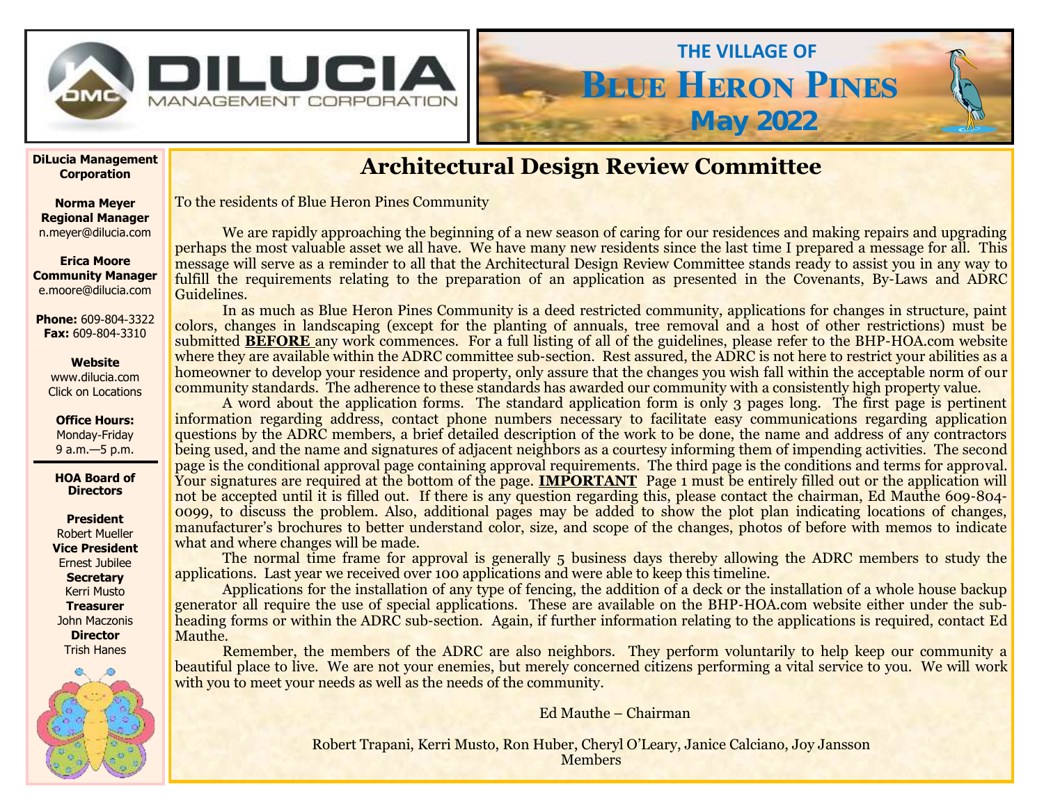DILUCIA MANAGEMENT CORPORATION

THE VILLAGE OF

# Blue Heron Pines

**May 2022**

**DiLucia Management Corporation**

**Norma Meyer**
**Regional Manager**
n.meyer@dilucia.com

**Erica Moore**
**Community Manager**
e.moore@dilucia.com

**Phone:** 609-804-3322
**Fax:** 609-804-3310

**Website**
www.dilucia.com
Click on Locations

**Office Hours:**
Monday-Friday
9 a.m.—5 p.m.

**HOA Board of Directors**

**President**
Robert Mueller
**Vice President**
Ernest Jubilee
**Secretary**
Kerri Musto
**Treasurer**
John Maczonis
**Director**
Trish Hanes

## Architectural Design Review Committee

To the residents of Blue Heron Pines Community

We are rapidly approaching the beginning of a new season of caring for our residences and making repairs and upgrading perhaps the most valuable asset we all have. We have many new residents since the last time I prepared a message for all. This message will serve as a reminder to all that the Architectural Design Review Committee stands ready to assist you in any way to fulfill the requirements relating to the preparation of an application as presented in the Covenants, By-Laws and ADRC Guidelines.

In as much as Blue Heron Pines Community is a deed restricted community, applications for changes in structure, paint colors, changes in landscaping (except for the planting of annuals, tree removal and a host of other restrictions) must be submitted **BEFORE** any work commences. For a full listing of all of the guidelines, please refer to the BHP-HOA.com website where they are available within the ADRC committee sub-section. Rest assured, the ADRC is not here to restrict your abilities as a homeowner to develop your residence and property, only assure that the changes you wish fall within the acceptable norm of our community standards. The adherence to these standards has awarded our community with a consistently high property value.

A word about the application forms. The standard application form is only 3 pages long. The first page is pertinent information regarding address, contact phone numbers necessary to facilitate easy communications regarding application questions by the ADRC members, a brief detailed description of the work to be done, the name and address of any contractors being used, and the name and signatures of adjacent neighbors as a courtesy informing them of impending activities. The second page is the conditional approval page containing approval requirements. The third page is the conditions and terms for approval. Your signatures are required at the bottom of the page. **IMPORTANT** Page 1 must be entirely filled out or the application will not be accepted until it is filled out. If there is any question regarding this, please contact the chairman, Ed Mauthe 609-804-0099, to discuss the problem. Also, additional pages may be added to show the plot plan indicating locations of changes, manufacturer's brochures to better understand color, size, and scope of the changes, photos of before with memos to indicate what and where changes will be made.

The normal time frame for approval is generally 5 business days thereby allowing the ADRC members to study the applications. Last year we received over 100 applications and were able to keep this timeline.

Applications for the installation of any type of fencing, the addition of a deck or the installation of a whole house backup generator all require the use of special applications. These are available on the BHP-HOA.com website either under the sub-heading forms or within the ADRC sub-section. Again, if further information relating to the applications is required, contact Ed Mauthe.

Remember, the members of the ADRC are also neighbors. They perform voluntarily to help keep our community a beautiful place to live. We are not your enemies, but merely concerned citizens performing a vital service to you. We will work with you to meet your needs as well as the needs of the community.

Ed Mauthe – Chairman

Robert Trapani, Kerri Musto, Ron Huber, Cheryl O'Leary, Janice Calciano, Joy Jansson
Members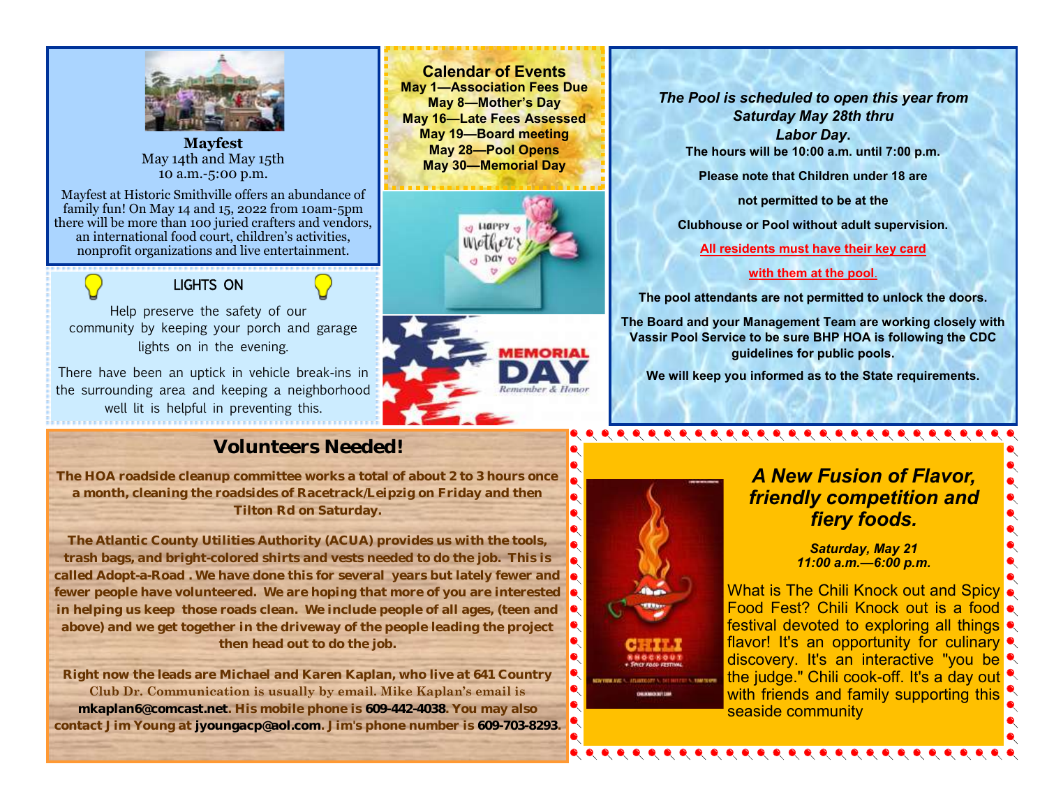## Mayfest

May 14th and May 15th
10 a.m.-5:00 p.m.

Mayfest at Historic Smithville offers an abundance of family fun! On May 14 and 15, 2022 from 10am-5pm there will be more than 100 juried crafters and vendors, an international food court, children's activities, nonprofit organizations and live entertainment.

## LIGHTS ON

Help preserve the safety of our community by keeping your porch and garage lights on in the evening.

There have been an uptick in vehicle break-ins in the surrounding area and keeping a neighborhood well lit is helpful in preventing this.

## Calendar of Events

**May 1—Association Fees Due**
**May 8—Mother's Day**
**May 16—Late Fees Assessed**
**May 19—Board meeting**
**May 28—Pool Opens**
**May 30—Memorial Day**

***The Pool is scheduled to open this year from Saturday May 28th thru Labor Day.***

**The hours will be 10:00 a.m. until 7:00 p.m.**

**Please note that Children under 18 are not permitted to be at the Clubhouse or Pool without adult supervision.**

**All residents must have their key card with them at the pool.**

**The pool attendants are not permitted to unlock the doors.**

**The Board and your Management Team are working closely with Vassir Pool Service to be sure BHP HOA is following the CDC guidelines for public pools.**

**We will keep you informed as to the State requirements.**

## Volunteers Needed!

**The HOA roadside cleanup committee works a total of about 2 to 3 hours once a month, cleaning the roadsides of Racetrack/Leipzig on Friday and then Tilton Rd on Saturday.**

**The Atlantic County Utilities Authority (ACUA) provides us with the tools, trash bags, and bright-colored shirts and vests needed to do the job. This is called Adopt-a-Road . We have done this for several years but lately fewer and fewer people have volunteered. We are hoping that more of you are interested in helping us keep those roads clean. We include people of all ages, (teen and above) and we get together in the driveway of the people leading the project then head out to do the job.**

**Right now the leads are Michael and Karen Kaplan, who live at 641 Country Club Dr. Communication is usually by email. Mike Kaplan's email is mkaplan6@comcast.net. His mobile phone is 609-442-4038. You may also contact Jim Young at jyoungacp@aol.com. Jim's phone number is 609-703-8293.**

## *A New Fusion of Flavor, friendly competition and fiery foods.*

***Saturday, May 21***
***11:00 a.m.—6:00 p.m.***

What is The Chili Knock out and Spicy Food Fest? Chili Knock out is a food festival devoted to exploring all things flavor! It's an opportunity for culinary discovery. It's an interactive "you be the judge." Chili cook-off. It's a day out with friends and family supporting this seaside community